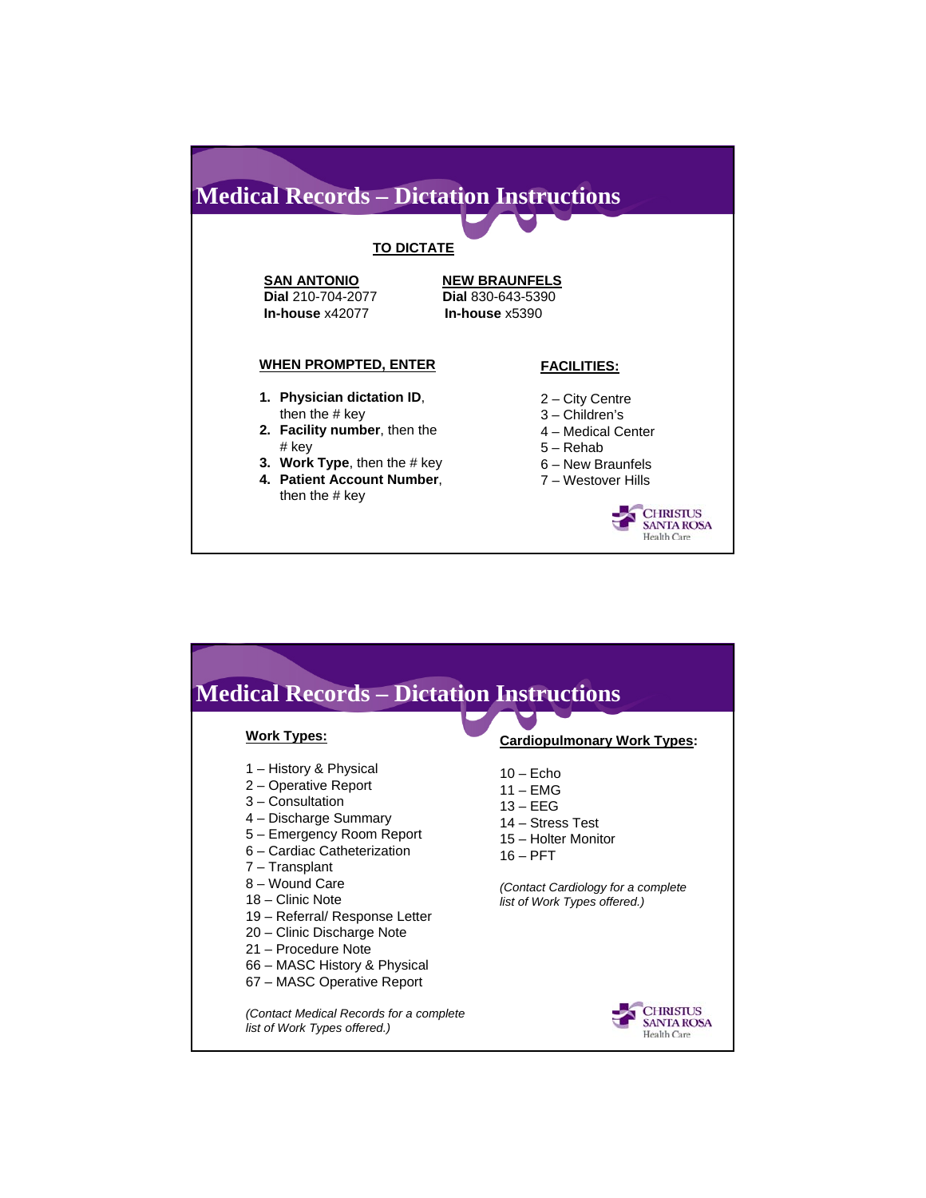# Medical Records – Dictation Instructions

**TO DICTATE**

**SAN ANTONIO**
**Dial** 210-704-2077
**In-house** x42077

**NEW BRAUNFELS**
**Dial** 830-643-5390
**In-house** x5390

**WHEN PROMPTED, ENTER**

1. **Physician dictation ID**, then the # key
2. **Facility number**, then the # key
3. **Work Type**, then the # key
4. **Patient Account Number**, then the # key

**FACILITIES:**

2 – City Centre
3 – Children's
4 – Medical Center
5 – Rehab
6 – New Braunfels
7 – Westover Hills

CHRISTUS SANTA ROSA Health Care

# Medical Records – Dictation Instructions

**Work Types:**

1 – History & Physical
2 – Operative Report
3 – Consultation
4 – Discharge Summary
5 – Emergency Room Report
6 – Cardiac Catheterization
7 – Transplant
8 – Wound Care
18 – Clinic Note
19 – Referral/ Response Letter
20 – Clinic Discharge Note
21 – Procedure Note
66 – MASC History & Physical
67 – MASC Operative Report

*(Contact Medical Records for a complete list of Work Types offered.)*

**Cardiopulmonary Work Types:**

10 – Echo
11 – EMG
13 – EEG
14 – Stress Test
15 – Holter Monitor
16 – PFT

*(Contact Cardiology for a complete list of Work Types offered.)*

CHRISTUS SANTA ROSA Health Care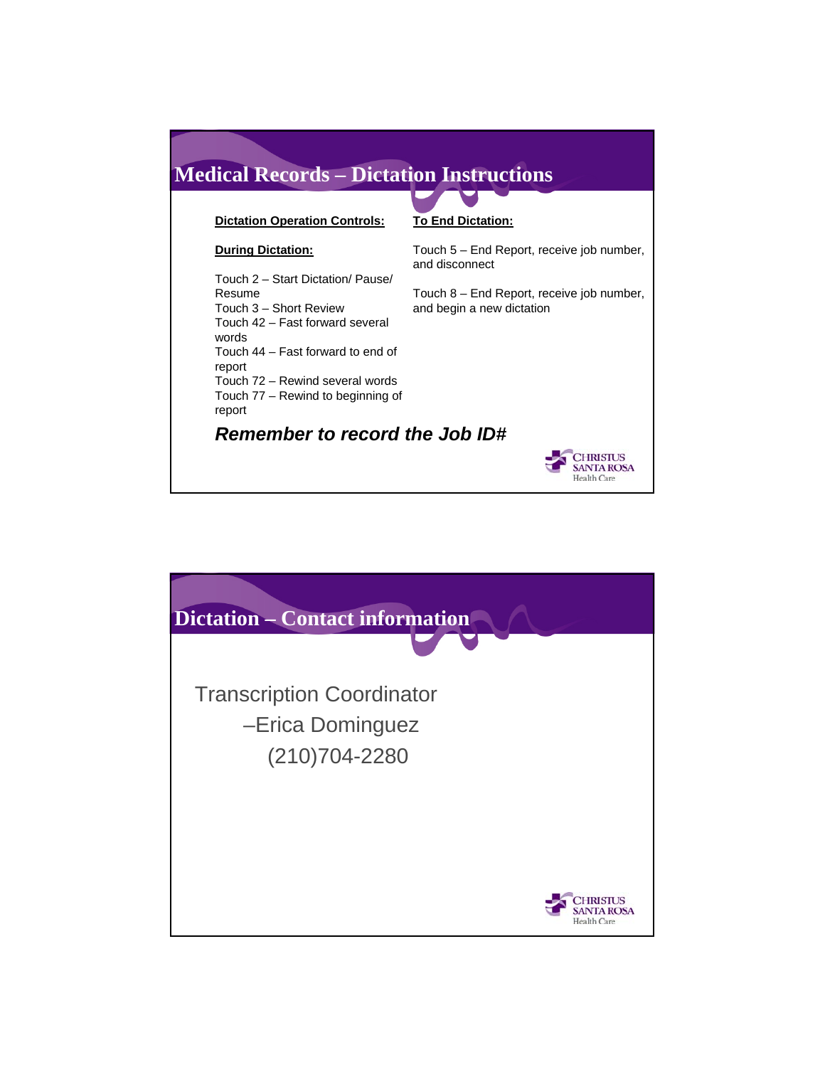# Medical Records – Dictation Instructions

**Dictation Operation Controls:**

**During Dictation:**

Touch 2 – Start Dictation/ Pause/ Resume
Touch 3 – Short Review
Touch 42 – Fast forward several words
Touch 44 – Fast forward to end of report
Touch 72 – Rewind several words
Touch 77 – Rewind to beginning of report

**To End Dictation:**

Touch 5 – End Report, receive job number, and disconnect

Touch 8 – End Report, receive job number, and begin a new dictation

***Remember to record the Job ID#***

CHRISTUS SANTA ROSA Health Care

# Dictation – Contact information

Transcription Coordinator
–Erica Dominguez
(210)704-2280

CHRISTUS SANTA ROSA Health Care